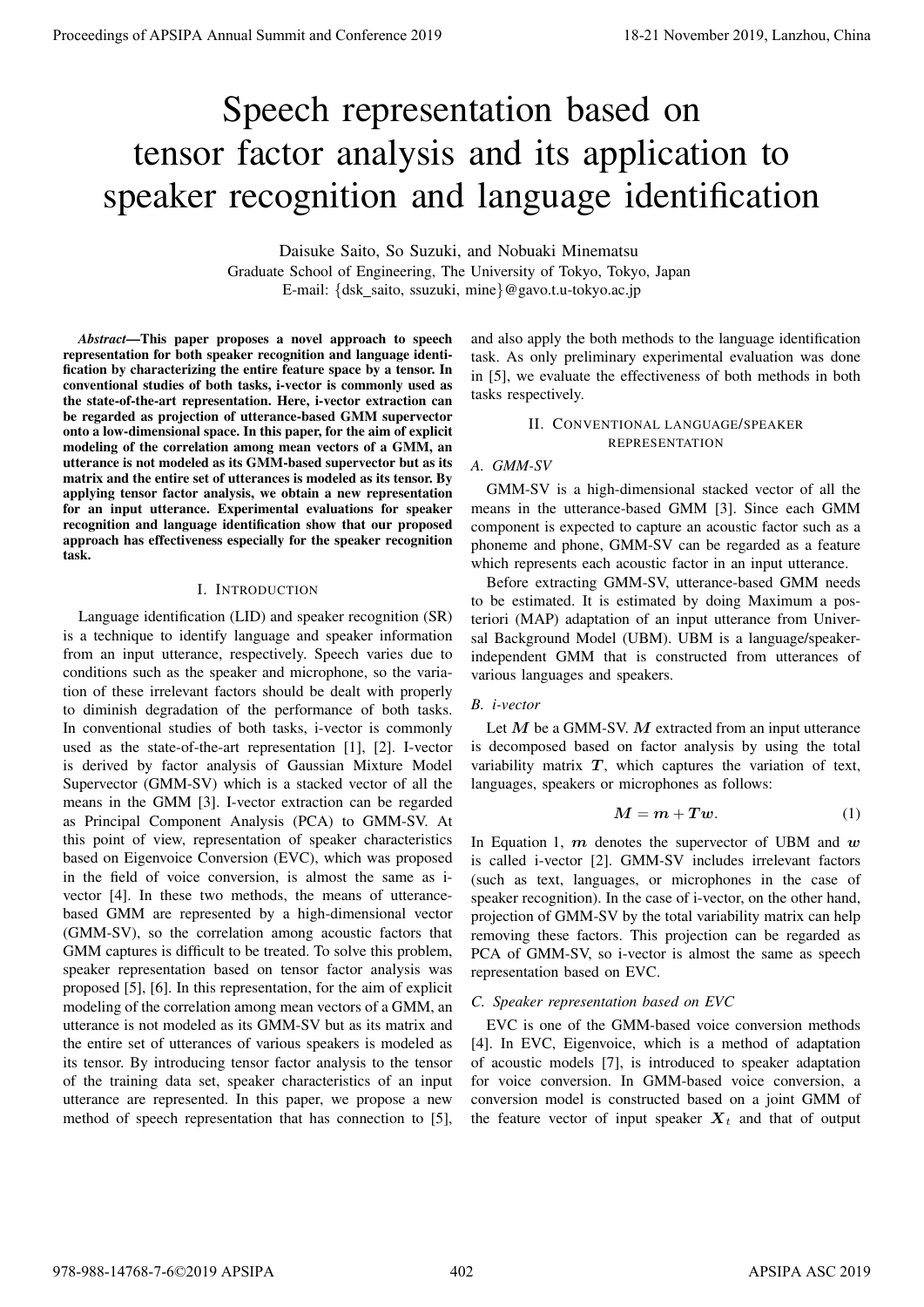# Speech representation based on tensor factor analysis and its application to speaker recognition and language identification

Daisuke Saito, So Suzuki, and Nobuaki Minematsu
Graduate School of Engineering, The University of Tokyo, Tokyo, Japan
E-mail: {dsk_saito, ssuzuki, mine}@gavo.t.u-tokyo.ac.jp

***Abstract*—This paper proposes a novel approach to speech representation for both speaker recognition and language identification by characterizing the entire feature space by a tensor. In conventional studies of both tasks, i-vector is commonly used as the state-of-the-art representation. Here, i-vector extraction can be regarded as projection of utterance-based GMM supervector onto a low-dimensional space. In this paper, for the aim of explicit modeling of the correlation among mean vectors of a GMM, an utterance is not modeled as its GMM-based supervector but as its matrix and the entire set of utterances is modeled as its tensor. By applying tensor factor analysis, we obtain a new representation for an input utterance. Experimental evaluations for speaker recognition and language identification show that our proposed approach has effectiveness especially for the speaker recognition task.**

## I. Introduction

Language identification (LID) and speaker recognition (SR) is a technique to identify language and speaker information from an input utterance, respectively. Speech varies due to conditions such as the speaker and microphone, so the variation of these irrelevant factors should be dealt with properly to diminish degradation of the performance of both tasks. In conventional studies of both tasks, i-vector is commonly used as the state-of-the-art representation [1], [2]. I-vector is derived by factor analysis of Gaussian Mixture Model Supervector (GMM-SV) which is a stacked vector of all the means in the GMM [3]. I-vector extraction can be regarded as Principal Component Analysis (PCA) to GMM-SV. At this point of view, representation of speaker characteristics based on Eigenvoice Conversion (EVC), which was proposed in the field of voice conversion, is almost the same as i-vector [4]. In these two methods, the means of utterance-based GMM are represented by a high-dimensional vector (GMM-SV), so the correlation among acoustic factors that GMM captures is difficult to be treated. To solve this problem, speaker representation based on tensor factor analysis was proposed [5], [6]. In this representation, for the aim of explicit modeling of the correlation among mean vectors of a GMM, an utterance is not modeled as its GMM-SV but as its matrix and the entire set of utterances of various speakers is modeled as its tensor. By introducing tensor factor analysis to the tensor of the training data set, speaker characteristics of an input utterance are represented. In this paper, we propose a new method of speech representation that has connection to [5], and also apply the both methods to the language identification task. As only preliminary experimental evaluation was done in [5], we evaluate the effectiveness of both methods in both tasks respectively.

## II. Conventional language/speaker representation

### A. GMM-SV

GMM-SV is a high-dimensional stacked vector of all the means in the utterance-based GMM [3]. Since each GMM component is expected to capture an acoustic factor such as a phoneme and phone, GMM-SV can be regarded as a feature which represents each acoustic factor in an input utterance.

Before extracting GMM-SV, utterance-based GMM needs to be estimated. It is estimated by doing Maximum a posteriori (MAP) adaptation of an input utterance from Universal Background Model (UBM). UBM is a language/speaker-independent GMM that is constructed from utterances of various languages and speakers.

### B. i-vector

Let $\boldsymbol{M}$ be a GMM-SV. $\boldsymbol{M}$ extracted from an input utterance is decomposed based on factor analysis by using the total variability matrix $\boldsymbol{T}$, which captures the variation of text, languages, speakers or microphones as follows:

$$\boldsymbol{M} = \boldsymbol{m} + \boldsymbol{T}\boldsymbol{w}. \tag{1}$$

In Equation 1, $\boldsymbol{m}$ denotes the supervector of UBM and $\boldsymbol{w}$ is called i-vector [2]. GMM-SV includes irrelevant factors (such as text, languages, or microphones in the case of speaker recognition). In the case of i-vector, on the other hand, projection of GMM-SV by the total variability matrix can help removing these factors. This projection can be regarded as PCA of GMM-SV, so i-vector is almost the same as speech representation based on EVC.

### C. Speaker representation based on EVC

EVC is one of the GMM-based voice conversion methods [4]. In EVC, Eigenvoice, which is a method of adaptation of acoustic models [7], is introduced to speaker adaptation for voice conversion. In GMM-based voice conversion, a conversion model is constructed based on a joint GMM of the feature vector of input speaker $\boldsymbol{X}_t$ and that of output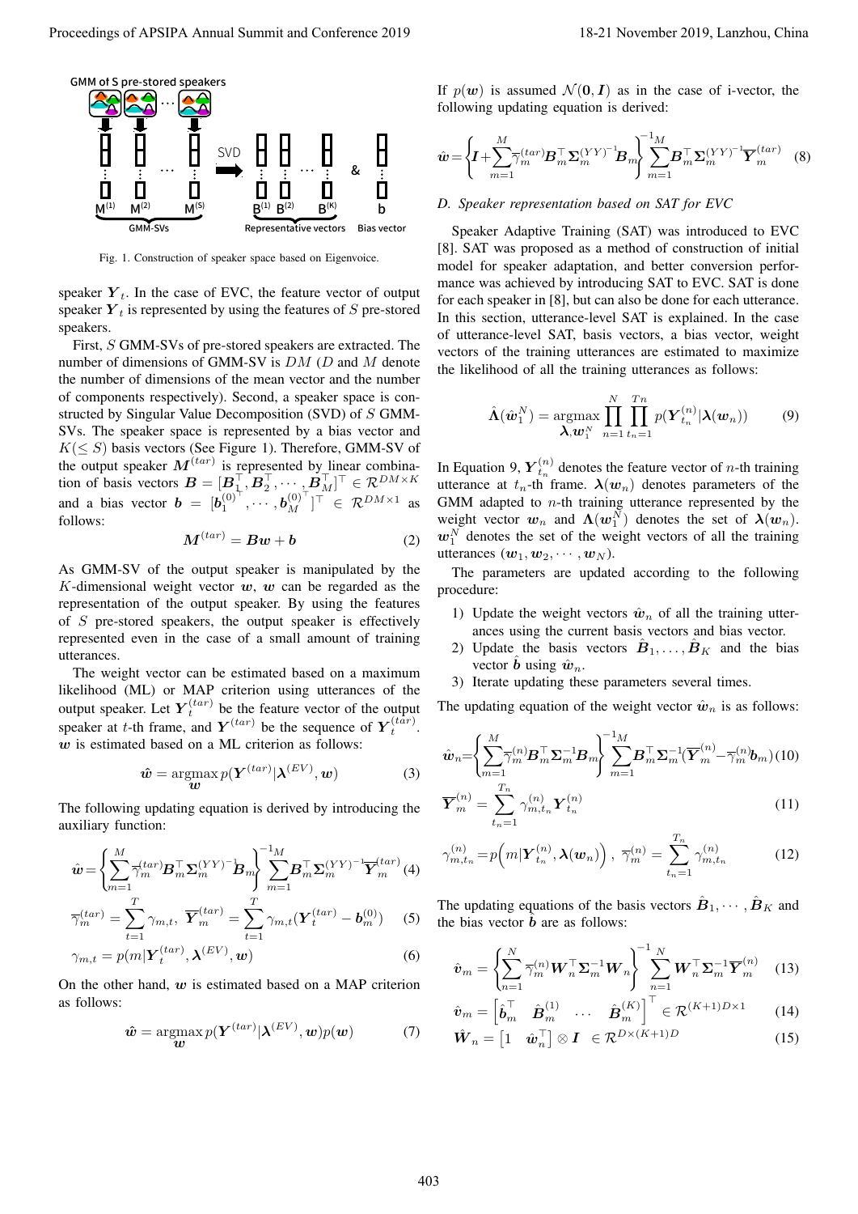Fig. 1. Construction of speaker space based on Eigenvoice.

speaker $\boldsymbol{Y}_t$. In the case of EVC, the feature vector of output speaker $\boldsymbol{Y}_t$ is represented by using the features of $S$ pre-stored speakers.

First, $S$ GMM-SVs of pre-stored speakers are extracted. The number of dimensions of GMM-SV is $DM$ ($D$ and $M$ denote the number of dimensions of the mean vector and the number of components respectively). Second, a speaker space is constructed by Singular Value Decomposition (SVD) of $S$ GMM-SVs. The speaker space is represented by a bias vector and $K(\leq S)$ basis vectors (See Figure 1). Therefore, GMM-SV of the output speaker $\boldsymbol{M}^{(tar)}$ is represented by linear combination of basis vectors $\boldsymbol{B} = [\boldsymbol{B}_1^\top, \boldsymbol{B}_2^\top, \cdots, \boldsymbol{B}_M^\top]^\top \in \mathcal{R}^{DM\times K}$ and a bias vector $\boldsymbol{b} = [\boldsymbol{b}_1^{(0)^\top}, \cdots, \boldsymbol{b}_M^{(0)^\top}]^\top \in \mathcal{R}^{DM\times 1}$ as follows:

$$\boldsymbol{M}^{(tar)} = \boldsymbol{B}\boldsymbol{w} + \boldsymbol{b} \tag{2}$$

As GMM-SV of the output speaker is manipulated by the $K$-dimensional weight vector $\boldsymbol{w}$, $\boldsymbol{w}$ can be regarded as the representation of the output speaker. By using the features of $S$ pre-stored speakers, the output speaker is effectively represented even in the case of a small amount of training utterances.

The weight vector can be estimated based on a maximum likelihood (ML) or MAP criterion using utterances of the output speaker. Let $\boldsymbol{Y}_t^{(tar)}$ be the feature vector of the output speaker at $t$-th frame, and $\boldsymbol{Y}^{(tar)}$ be the sequence of $\boldsymbol{Y}_t^{(tar)}$. $\boldsymbol{w}$ is estimated based on a ML criterion as follows:

$$\hat{\boldsymbol{w}} = \underset{\boldsymbol{w}}{\operatorname{argmax}}\, p(\boldsymbol{Y}^{(tar)}|\boldsymbol{\lambda}^{(EV)}, \boldsymbol{w}) \tag{3}$$

The following updating equation is derived by introducing the auxiliary function:

$$\hat{\boldsymbol{w}} = \left\{\sum_{m=1}^{M}\overline{\gamma}_m^{(tar)}\boldsymbol{B}_m^\top\boldsymbol{\Sigma}_m^{(YY)^{-1}}\boldsymbol{B}_m\right\}^{-1}\sum_{m=1}^{M}\boldsymbol{B}_m^\top\boldsymbol{\Sigma}_m^{(YY)^{-1}}\overline{\boldsymbol{Y}}_m^{(tar)} \tag{4}$$

$$\overline{\gamma}_m^{(tar)} = \sum_{t=1}^{T}\gamma_{m,t},\ \overline{\boldsymbol{Y}}_m^{(tar)} = \sum_{t=1}^{T}\gamma_{m,t}(\boldsymbol{Y}_t^{(tar)} - \boldsymbol{b}_m^{(0)}) \tag{5}$$

$$\gamma_{m,t} = p(m|\boldsymbol{Y}_t^{(tar)}, \boldsymbol{\lambda}^{(EV)}, \boldsymbol{w}) \tag{6}$$

On the other hand, $\boldsymbol{w}$ is estimated based on a MAP criterion as follows:

$$\hat{\boldsymbol{w}} = \underset{\boldsymbol{w}}{\operatorname{argmax}}\, p(\boldsymbol{Y}^{(tar)}|\boldsymbol{\lambda}^{(EV)}, \boldsymbol{w})p(\boldsymbol{w}) \tag{7}$$

If $p(\boldsymbol{w})$ is assumed $\mathcal{N}(\boldsymbol{0}, \boldsymbol{I})$ as in the case of i-vector, the following updating equation is derived:

$$\hat{\boldsymbol{w}} = \left\{\boldsymbol{I} + \sum_{m=1}^{M}\overline{\gamma}_m^{(tar)}\boldsymbol{B}_m^\top\boldsymbol{\Sigma}_m^{(YY)^{-1}}\boldsymbol{B}_m\right\}^{-1}\sum_{m=1}^{M}\boldsymbol{B}_m^\top\boldsymbol{\Sigma}_m^{(YY)^{-1}}\overline{\boldsymbol{Y}}_m^{(tar)} \tag{8}$$

### D. Speaker representation based on SAT for EVC

Speaker Adaptive Training (SAT) was introduced to EVC [8]. SAT was proposed as a method of construction of initial model for speaker adaptation, and better conversion performance was achieved by introducing SAT to EVC. SAT is done for each speaker in [8], but can also be done for each utterance. In this section, utterance-level SAT is explained. In the case of utterance-level SAT, basis vectors, a bias vector, weight vectors of the training utterances are estimated to maximize the likelihood of all the training utterances as follows:

$$\hat{\boldsymbol{\Lambda}}(\hat{\boldsymbol{w}}_1^N) = \underset{\boldsymbol{\lambda}, \boldsymbol{w}_1^N}{\operatorname{argmax}}\prod_{n=1}^{N}\prod_{t_n=1}^{Tn}p(\boldsymbol{Y}_{t_n}^{(n)}|\boldsymbol{\lambda}(\boldsymbol{w}_n)) \tag{9}$$

In Equation 9, $\boldsymbol{Y}_{t_n}^{(n)}$ denotes the feature vector of $n$-th training utterance at $t_n$-th frame. $\boldsymbol{\lambda}(\boldsymbol{w}_n)$ denotes parameters of the GMM adapted to $n$-th training utterance represented by the weight vector $\boldsymbol{w}_n$ and $\boldsymbol{\Lambda}(\boldsymbol{w}_1^N)$ denotes the set of $\boldsymbol{\lambda}(\boldsymbol{w}_n)$. $\boldsymbol{w}_1^N$ denotes the set of the weight vectors of all the training utterances $(\boldsymbol{w}_1, \boldsymbol{w}_2, \cdots, \boldsymbol{w}_N)$.

The parameters are updated according to the following procedure:

1) Update the weight vectors $\hat{\boldsymbol{w}}_n$ of all the training utterances using the current basis vectors and bias vector.
2) Update the basis vectors $\hat{\boldsymbol{B}}_1, \ldots, \hat{\boldsymbol{B}}_K$ and the bias vector $\hat{\boldsymbol{b}}$ using $\hat{\boldsymbol{w}}_n$.
3) Iterate updating these parameters several times.

The updating equation of the weight vector $\hat{\boldsymbol{w}}_n$ is as follows:

$$\hat{\boldsymbol{w}}_n = \left\{\sum_{m=1}^{M}\overline{\gamma}_m^{(n)}\boldsymbol{B}_m^\top\boldsymbol{\Sigma}_m^{-1}\boldsymbol{B}_m\right\}^{-1}\sum_{m=1}^{M}\boldsymbol{B}_m^\top\boldsymbol{\Sigma}_m^{-1}(\overline{\boldsymbol{Y}}_m^{(n)} - \overline{\gamma}_m^{(n)}\boldsymbol{b}_m) \tag{10}$$

$$\overline{\boldsymbol{Y}}_m^{(n)} = \sum_{t_n=1}^{T_n}\gamma_{m,t_n}^{(n)}\boldsymbol{Y}_{t_n}^{(n)} \tag{11}$$

$$\gamma_{m,t_n}^{(n)} = p\left(m|\boldsymbol{Y}_{t_n}^{(n)}, \boldsymbol{\lambda}(\boldsymbol{w}_n)\right),\ \overline{\gamma}_m^{(n)} = \sum_{t_n=1}^{T_n}\gamma_{m,t_n}^{(n)} \tag{12}$$

The updating equations of the basis vectors $\hat{\boldsymbol{B}}_1, \cdots, \hat{\boldsymbol{B}}_K$ and the bias vector $\hat{\boldsymbol{b}}$ are as follows:

$$\hat{\boldsymbol{v}}_m = \left\{\sum_{n=1}^{N}\overline{\gamma}_m^{(n)}\boldsymbol{W}_n^\top\boldsymbol{\Sigma}_m^{-1}\boldsymbol{W}_n\right\}^{-1}\sum_{n=1}^{N}\boldsymbol{W}_n^\top\boldsymbol{\Sigma}_m^{-1}\overline{\boldsymbol{Y}}_m^{(n)} \tag{13}$$

$$\hat{\boldsymbol{v}}_m = \begin{bmatrix}\hat{\boldsymbol{b}}_m^\top & \hat{\boldsymbol{B}}_m^{(1)} & \cdots & \hat{\boldsymbol{B}}_m^{(K)}\end{bmatrix}^\top \in \mathcal{R}^{(K+1)D\times 1} \tag{14}$$

$$\hat{\boldsymbol{W}}_n = \begin{bmatrix}1 & \hat{\boldsymbol{w}}_n^\top\end{bmatrix} \otimes \boldsymbol{I} \ \in \mathcal{R}^{D\times(K+1)D} \tag{15}$$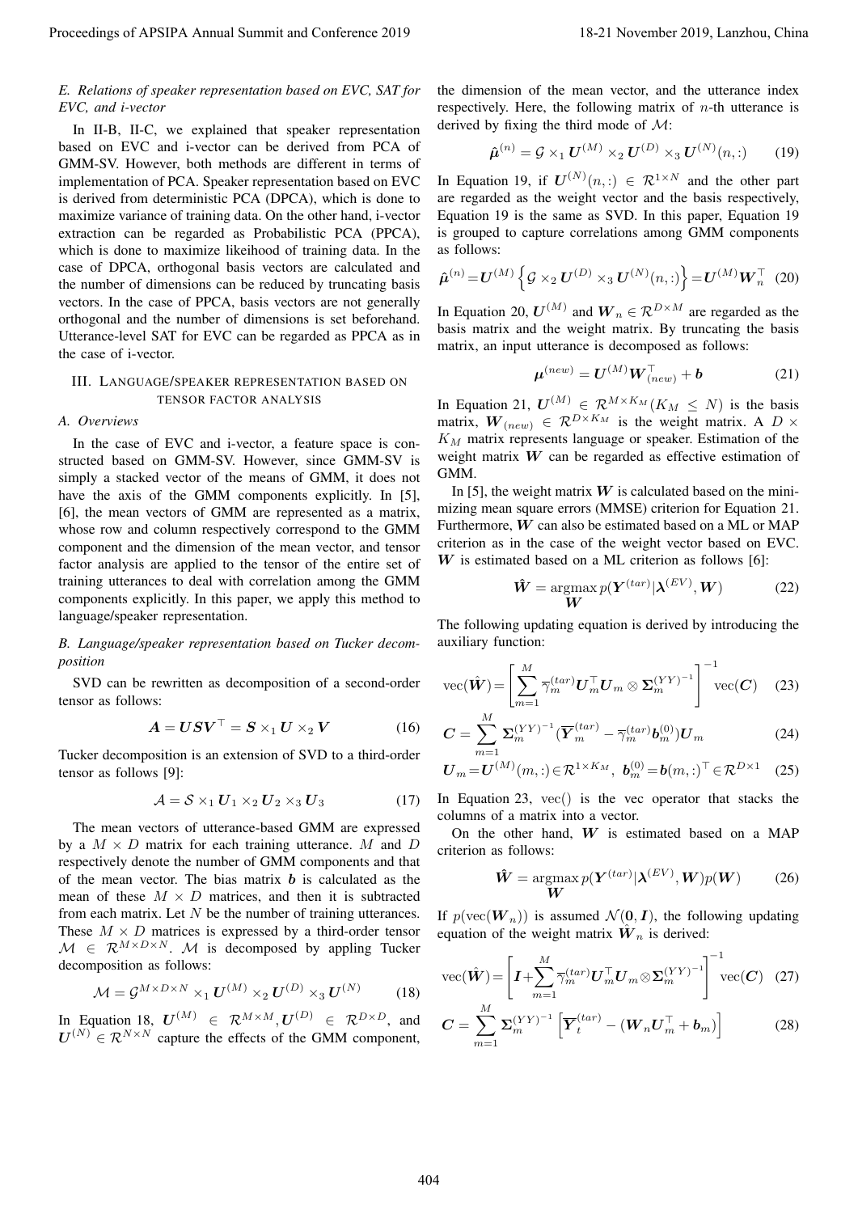*E. Relations of speaker representation based on EVC, SAT for EVC, and i-vector*

In II-B, II-C, we explained that speaker representation based on EVC and i-vector can be derived from PCA of GMM-SV. However, both methods are different in terms of implementation of PCA. Speaker representation based on EVC is derived from deterministic PCA (DPCA), which is done to maximize variance of training data. On the other hand, i-vector extraction can be regarded as Probabilistic PCA (PPCA), which is done to maximize likeihood of training data. In the case of DPCA, orthogonal basis vectors are calculated and the number of dimensions can be reduced by truncating basis vectors. In the case of PPCA, basis vectors are not generally orthogonal and the number of dimensions is set beforehand. Utterance-level SAT for EVC can be regarded as PPCA as in the case of i-vector.

## III. Language/speaker representation based on tensor factor analysis

### *A. Overviews*

In the case of EVC and i-vector, a feature space is constructed based on GMM-SV. However, since GMM-SV is simply a stacked vector of the means of GMM, it does not have the axis of the GMM components explicitly. In [5], [6], the mean vectors of GMM are represented as a matrix, whose row and column respectively correspond to the GMM component and the dimension of the mean vector, and tensor factor analysis are applied to the tensor of the entire set of training utterances to deal with correlation among the GMM components explicitly. In this paper, we apply this method to language/speaker representation.

### *B. Language/speaker representation based on Tucker decomposition*

SVD can be rewritten as decomposition of a second-order tensor as follows:

$$\boldsymbol{A} = \boldsymbol{U}\boldsymbol{S}\boldsymbol{V}^\top = \boldsymbol{S} \times_1 \boldsymbol{U} \times_2 \boldsymbol{V} \tag{16}$$

Tucker decomposition is an extension of SVD to a third-order tensor as follows [9]:

$$\mathcal{A} = \mathcal{S} \times_1 \boldsymbol{U}_1 \times_2 \boldsymbol{U}_2 \times_3 \boldsymbol{U}_3 \tag{17}$$

The mean vectors of utterance-based GMM are expressed by a $M \times D$ matrix for each training utterance. $M$ and $D$ respectively denote the number of GMM components and that of the mean vector. The bias matrix $\boldsymbol{b}$ is calculated as the mean of these $M \times D$ matrices, and then it is subtracted from each matrix. Let $N$ be the number of training utterances. These $M \times D$ matrices is expressed by a third-order tensor $\mathcal{M} \in \mathcal{R}^{M \times D \times N}$. $\mathcal{M}$ is decomposed by appling Tucker decomposition as follows:

$$\mathcal{M} = \mathcal{G}^{M \times D \times N} \times_1 \boldsymbol{U}^{(M)} \times_2 \boldsymbol{U}^{(D)} \times_3 \boldsymbol{U}^{(N)} \tag{18}$$

In Equation 18, $\boldsymbol{U}^{(M)} \in \mathcal{R}^{M \times M}, \boldsymbol{U}^{(D)} \in \mathcal{R}^{D \times D}$, and $\boldsymbol{U}^{(N)} \in \mathcal{R}^{N \times N}$ capture the effects of the GMM component, the dimension of the mean vector, and the utterance index respectively. Here, the following matrix of $n$-th utterance is derived by fixing the third mode of $\mathcal{M}$:

$$\hat{\boldsymbol{\mu}}^{(n)} = \mathcal{G} \times_1 \boldsymbol{U}^{(M)} \times_2 \boldsymbol{U}^{(D)} \times_3 \boldsymbol{U}^{(N)}(n,:) \tag{19}$$

In Equation 19, if $\boldsymbol{U}^{(N)}(n,:) \in \mathcal{R}^{1 \times N}$ and the other part are regarded as the weight vector and the basis respectively, Equation 19 is the same as SVD. In this paper, Equation 19 is grouped to capture correlations among GMM components as follows:

$$\hat{\boldsymbol{\mu}}^{(n)} = \boldsymbol{U}^{(M)} \left\{ \mathcal{G} \times_2 \boldsymbol{U}^{(D)} \times_3 \boldsymbol{U}^{(N)}(n,:) \right\} = \boldsymbol{U}^{(M)} \boldsymbol{W}_n^\top \tag{20}$$

In Equation 20, $\boldsymbol{U}^{(M)}$ and $\boldsymbol{W}_n \in \mathcal{R}^{D \times M}$ are regarded as the basis matrix and the weight matrix. By truncating the basis matrix, an input utterance is decomposed as follows:

$$\boldsymbol{\mu}^{(new)} = \boldsymbol{U}^{(M)} \boldsymbol{W}_{(new)}^\top + \boldsymbol{b} \tag{21}$$

In Equation 21, $\boldsymbol{U}^{(M)} \in \mathcal{R}^{M \times K_M} (K_M \leq N)$ is the basis matrix, $\boldsymbol{W}_{(new)} \in \mathcal{R}^{D \times K_M}$ is the weight matrix. A $D \times K_M$ matrix represents language or speaker. Estimation of the weight matrix $\boldsymbol{W}$ can be regarded as effective estimation of GMM.

In [5], the weight matrix $\boldsymbol{W}$ is calculated based on the minimizing mean square errors (MMSE) criterion for Equation 21. Furthermore, $\boldsymbol{W}$ can also be estimated based on a ML or MAP criterion as in the case of the weight vector based on EVC. $\boldsymbol{W}$ is estimated based on a ML criterion as follows [6]:

$$\hat{\boldsymbol{W}} = \underset{\boldsymbol{W}}{\operatorname{argmax}}\, p(\boldsymbol{Y}^{(tar)} | \boldsymbol{\lambda}^{(EV)}, \boldsymbol{W}) \tag{22}$$

The following updating equation is derived by introducing the auxiliary function:

$$\operatorname{vec}(\hat{\boldsymbol{W}}) = \left[ \sum_{m=1}^{M} \overline{\gamma}_m^{(tar)} \boldsymbol{U}_m^\top \boldsymbol{U}_m \otimes \boldsymbol{\Sigma}_m^{(YY)^{-1}} \right]^{-1} \operatorname{vec}(\boldsymbol{C}) \tag{23}$$

$$\boldsymbol{C} = \sum_{m=1}^{M} \boldsymbol{\Sigma}_m^{(YY)^{-1}} (\overline{\boldsymbol{Y}}_m^{(tar)} - \overline{\gamma}_m^{(tar)} \boldsymbol{b}_m^{(0)}) \boldsymbol{U}_m \tag{24}$$

$$\boldsymbol{U}_m = \boldsymbol{U}^{(M)}(m,:) \in \mathcal{R}^{1 \times K_M}, \ \boldsymbol{b}_m^{(0)} = \boldsymbol{b}(m,:)^\top \in \mathcal{R}^{D \times 1} \tag{25}$$

In Equation 23, vec() is the vec operator that stacks the columns of a matrix into a vector.

On the other hand, $\boldsymbol{W}$ is estimated based on a MAP criterion as follows:

$$\hat{\boldsymbol{W}} = \underset{\boldsymbol{W}}{\operatorname{argmax}}\, p(\boldsymbol{Y}^{(tar)} | \boldsymbol{\lambda}^{(EV)}, \boldsymbol{W}) p(\boldsymbol{W}) \tag{26}$$

If $p(\operatorname{vec}(\boldsymbol{W}_n))$ is assumed $\mathcal{N}(\boldsymbol{0}, \boldsymbol{I})$, the following updating equation of the weight matrix $\hat{\boldsymbol{W}}_n$ is derived:

$$\operatorname{vec}(\hat{\boldsymbol{W}}) = \left[ \boldsymbol{I} + \sum_{m=1}^{M} \overline{\gamma}_m^{(tar)} \boldsymbol{U}_m^\top \boldsymbol{U}_m \otimes \boldsymbol{\Sigma}_m^{(YY)^{-1}} \right]^{-1} \operatorname{vec}(\boldsymbol{C}) \tag{27}$$

$$\boldsymbol{C} = \sum_{m=1}^{M} \boldsymbol{\Sigma}_m^{(YY)^{-1}} \left[ \overline{\boldsymbol{Y}}_t^{(tar)} - (\boldsymbol{W}_n \boldsymbol{U}_m^\top + \boldsymbol{b}_m) \right] \tag{28}$$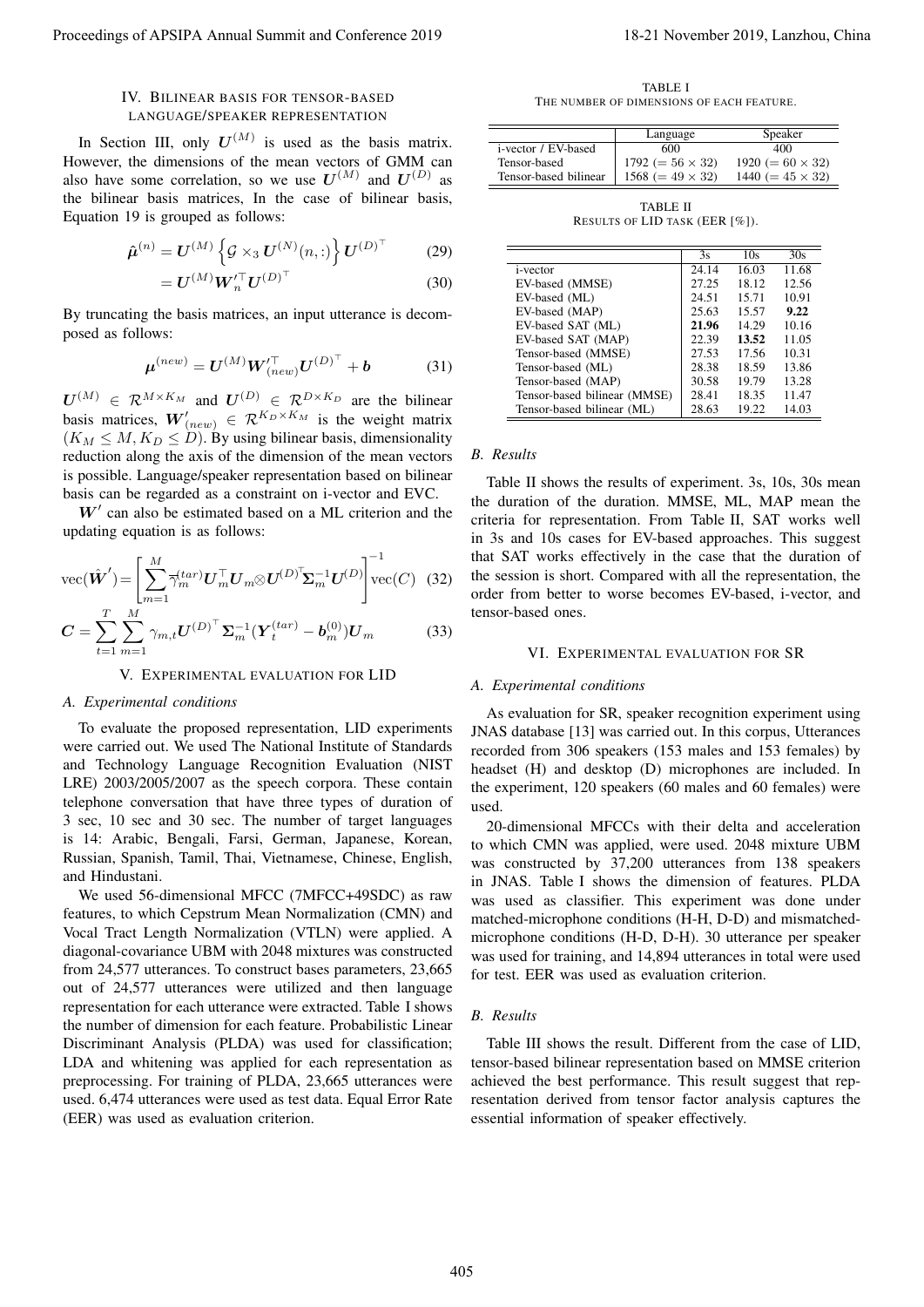## IV. Bilinear basis for tensor-based language/speaker representation

In Section III, only $\boldsymbol{U}^{(M)}$ is used as the basis matrix. However, the dimensions of the mean vectors of GMM can also have some correlation, so we use $\boldsymbol{U}^{(M)}$ and $\boldsymbol{U}^{(D)}$ as the bilinear basis matrices, In the case of bilinear basis, Equation 19 is grouped as follows:

$$\hat{\boldsymbol{\mu}}^{(n)} = \boldsymbol{U}^{(M)} \left\{ \mathcal{G} \times_3 \boldsymbol{U}^{(N)}(n,:) \right\} \boldsymbol{U}^{(D)^\top} \tag{29}$$

$$= \boldsymbol{U}^{(M)} \boldsymbol{W}_n'^\top \boldsymbol{U}^{(D)^\top} \tag{30}$$

By truncating the basis matrices, an input utterance is decomposed as follows:

$$\boldsymbol{\mu}^{(new)} = \boldsymbol{U}^{(M)} \boldsymbol{W}_{(new)}'^\top \boldsymbol{U}^{(D)^\top} + \boldsymbol{b} \tag{31}$$

$\boldsymbol{U}^{(M)} \in \mathcal{R}^{M \times K_M}$ and $\boldsymbol{U}^{(D)} \in \mathcal{R}^{D \times K_D}$ are the bilinear basis matrices, $\boldsymbol{W}'_{(new)} \in \mathcal{R}^{K_D \times K_M}$ is the weight matrix $(K_M \leq M, K_D \leq D)$. By using bilinear basis, dimensionality reduction along the axis of the dimension of the mean vectors is possible. Language/speaker representation based on bilinear basis can be regarded as a constraint on i-vector and EVC.

$\boldsymbol{W}'$ can also be estimated based on a ML criterion and the updating equation is as follows:

$$\mathrm{vec}(\hat{\boldsymbol{W}}') = \left[ \sum_{m=1}^{M} \overline{\gamma}_m^{(tar)} \boldsymbol{U}_m^\top \boldsymbol{U}_m \otimes \boldsymbol{U}^{(D)^\top} \boldsymbol{\Sigma}_m^{-1} \boldsymbol{U}^{(D)} \right]^{-1} \mathrm{vec}(C) \tag{32}$$

$$\boldsymbol{C} = \sum_{t=1}^{T} \sum_{m=1}^{M} \gamma_{m,t} \boldsymbol{U}^{(D)^\top} \boldsymbol{\Sigma}_m^{-1} (\boldsymbol{Y}_t^{(tar)} - \boldsymbol{b}_m^{(0)}) \boldsymbol{U}_m \tag{33}$$

## V. Experimental evaluation for LID

### A. Experimental conditions

To evaluate the proposed representation, LID experiments were carried out. We used The National Institute of Standards and Technology Language Recognition Evaluation (NIST LRE) 2003/2005/2007 as the speech corpora. These contain telephone conversation that have three types of duration of 3 sec, 10 sec and 30 sec. The number of target languages is 14: Arabic, Bengali, Farsi, German, Japanese, Korean, Russian, Spanish, Tamil, Thai, Vietnamese, Chinese, English, and Hindustani.

We used 56-dimensional MFCC (7MFCC+49SDC) as raw features, to which Cepstrum Mean Normalization (CMN) and Vocal Tract Length Normalization (VTLN) were applied. A diagonal-covariance UBM with 2048 mixtures was constructed from 24,577 utterances. To construct bases parameters, 23,665 out of 24,577 utterances were utilized and then language representation for each utterance were extracted. Table I shows the number of dimension for each feature. Probabilistic Linear Discriminant Analysis (PLDA) was used for classification; LDA and whitening was applied for each representation as preprocessing. For training of PLDA, 23,665 utterances were used. 6,474 utterances were used as test data. Equal Error Rate (EER) was used as evaluation criterion.

TABLE I
The number of dimensions of each feature.

| | Language | Speaker |
|---|---|---|
| i-vector / EV-based | 600 | 400 |
| Tensor-based | 1792 ($= 56 \times 32$) | 1920 ($= 60 \times 32$) |
| Tensor-based bilinear | 1568 ($= 49 \times 32$) | 1440 ($= 45 \times 32$) |

TABLE II
Results of LID task (EER [%]).

| | 3s | 10s | 30s |
|---|---|---|---|
| i-vector | 24.14 | 16.03 | 11.68 |
| EV-based (MMSE) | 27.25 | 18.12 | 12.56 |
| EV-based (ML) | 24.51 | 15.71 | 10.91 |
| EV-based (MAP) | 25.63 | 15.57 | **9.22** |
| EV-based SAT (ML) | **21.96** | 14.29 | 10.16 |
| EV-based SAT (MAP) | 22.39 | **13.52** | 11.05 |
| Tensor-based (MMSE) | 27.53 | 17.56 | 10.31 |
| Tensor-based (ML) | 28.38 | 18.59 | 13.86 |
| Tensor-based (MAP) | 30.58 | 19.79 | 13.28 |
| Tensor-based bilinear (MMSE) | 28.41 | 18.35 | 11.47 |
| Tensor-based bilinear (ML) | 28.63 | 19.22 | 14.03 |

### B. Results

Table II shows the results of experiment. 3s, 10s, 30s mean the duration of the duration. MMSE, ML, MAP mean the criteria for representation. From Table II, SAT works well in 3s and 10s cases for EV-based approaches. This suggest that SAT works effectively in the case that the duration of the session is short. Compared with all the representation, the order from better to worse becomes EV-based, i-vector, and tensor-based ones.

## VI. Experimental evaluation for SR

### A. Experimental conditions

As evaluation for SR, speaker recognition experiment using JNAS database [13] was carried out. In this corpus, Utterances recorded from 306 speakers (153 males and 153 females) by headset (H) and desktop (D) microphones are included. In the experiment, 120 speakers (60 males and 60 females) were used.

20-dimensional MFCCs with their delta and acceleration to which CMN was applied, were used. 2048 mixture UBM was constructed by 37,200 utterances from 138 speakers in JNAS. Table I shows the dimension of features. PLDA was used as classifier. This experiment was done under matched-microphone conditions (H-H, D-D) and mismatched-microphone conditions (H-D, D-H). 30 utterance per speaker was used for training, and 14,894 utterances in total were used for test. EER was used as evaluation criterion.

### B. Results

Table III shows the result. Different from the case of LID, tensor-based bilinear representation based on MMSE criterion achieved the best performance. This result suggest that representation derived from tensor factor analysis captures the essential information of speaker effectively.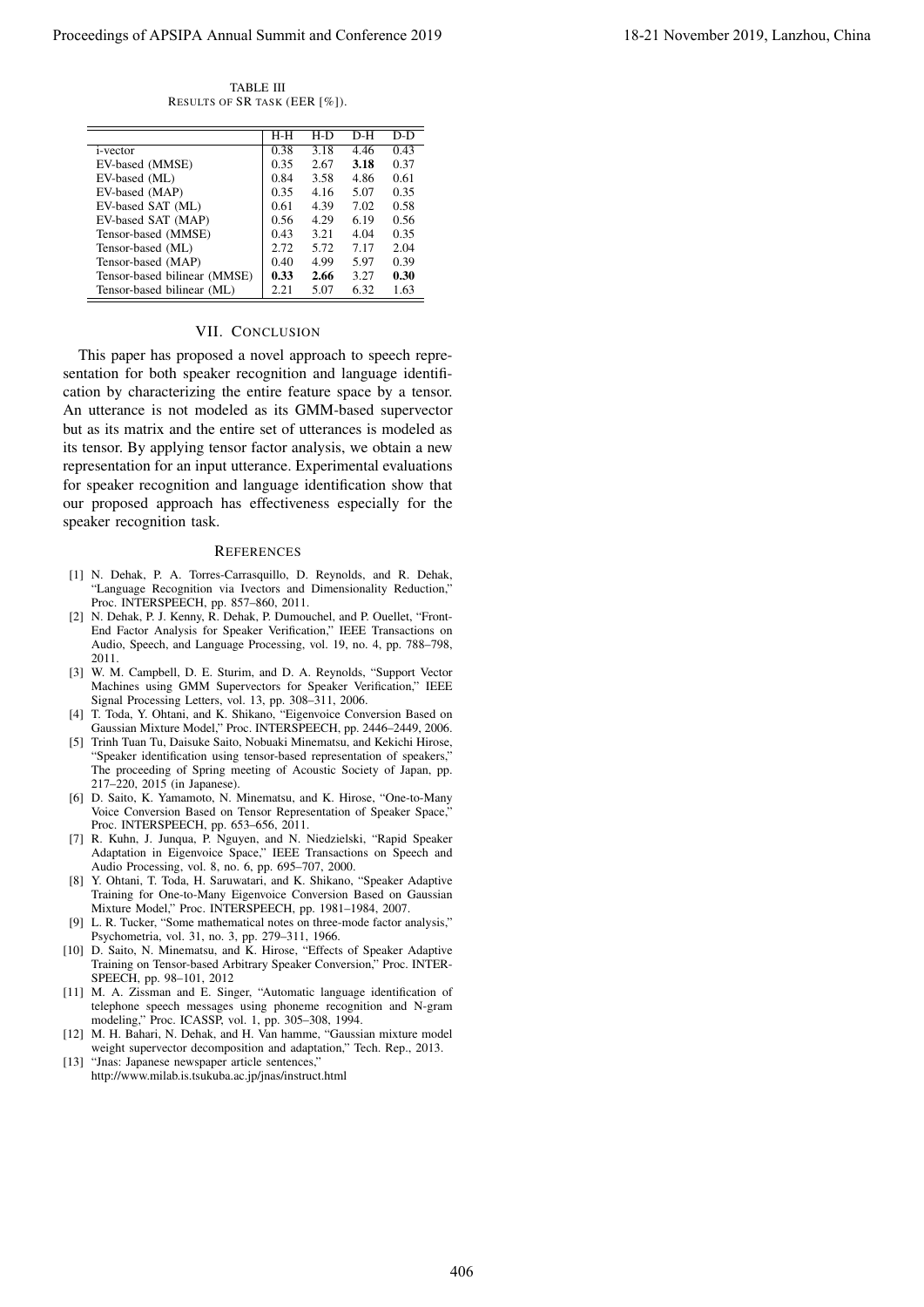TABLE III
RESULTS OF SR TASK (EER [%]).

| | H-H | H-D | D-H | D-D |
|---|---|---|---|---|
| i-vector | 0.38 | 3.18 | 4.46 | 0.43 |
| EV-based (MMSE) | 0.35 | 2.67 | **3.18** | 0.37 |
| EV-based (ML) | 0.84 | 3.58 | 4.86 | 0.61 |
| EV-based (MAP) | 0.35 | 4.16 | 5.07 | 0.35 |
| EV-based SAT (ML) | 0.61 | 4.39 | 7.02 | 0.58 |
| EV-based SAT (MAP) | 0.56 | 4.29 | 6.19 | 0.56 |
| Tensor-based (MMSE) | 0.43 | 3.21 | 4.04 | 0.35 |
| Tensor-based (ML) | 2.72 | 5.72 | 7.17 | 2.04 |
| Tensor-based (MAP) | 0.40 | 4.99 | 5.97 | 0.39 |
| Tensor-based bilinear (MMSE) | **0.33** | **2.66** | 3.27 | **0.30** |
| Tensor-based bilinear (ML) | 2.21 | 5.07 | 6.32 | 1.63 |

## VII. CONCLUSION

This paper has proposed a novel approach to speech representation for both speaker recognition and language identification by characterizing the entire feature space by a tensor. An utterance is not modeled as its GMM-based supervector but as its matrix and the entire set of utterances is modeled as its tensor. By applying tensor factor analysis, we obtain a new representation for an input utterance. Experimental evaluations for speaker recognition and language identification show that our proposed approach has effectiveness especially for the speaker recognition task.

## REFERENCES

[1] N. Dehak, P. A. Torres-Carrasquillo, D. Reynolds, and R. Dehak, "Language Recognition via Ivectors and Dimensionality Reduction," Proc. INTERSPEECH, pp. 857–860, 2011.

[2] N. Dehak, P. J. Kenny, R. Dehak, P. Dumouchel, and P. Ouellet, "Front-End Factor Analysis for Speaker Verification," IEEE Transactions on Audio, Speech, and Language Processing, vol. 19, no. 4, pp. 788–798, 2011.

[3] W. M. Campbell, D. E. Sturim, and D. A. Reynolds, "Support Vector Machines using GMM Supervectors for Speaker Verification," IEEE Signal Processing Letters, vol. 13, pp. 308–311, 2006.

[4] T. Toda, Y. Ohtani, and K. Shikano, "Eigenvoice Conversion Based on Gaussian Mixture Model," Proc. INTERSPEECH, pp. 2446–2449, 2006.

[5] Trinh Tuan Tu, Daisuke Saito, Nobuaki Minematsu, and Kekichi Hirose, "Speaker identification using tensor-based representation of speakers," The proceeding of Spring meeting of Acoustic Society of Japan, pp. 217–220, 2015 (in Japanese).

[6] D. Saito, K. Yamamoto, N. Minematsu, and K. Hirose, "One-to-Many Voice Conversion Based on Tensor Representation of Speaker Space," Proc. INTERSPEECH, pp. 653–656, 2011.

[7] R. Kuhn, J. Junqua, P. Nguyen, and N. Niedzielski, "Rapid Speaker Adaptation in Eigenvoice Space," IEEE Transactions on Speech and Audio Processing, vol. 8, no. 6, pp. 695–707, 2000.

[8] Y. Ohtani, T. Toda, H. Saruwatari, and K. Shikano, "Speaker Adaptive Training for One-to-Many Eigenvoice Conversion Based on Gaussian Mixture Model," Proc. INTERSPEECH, pp. 1981–1984, 2007.

[9] L. R. Tucker, "Some mathematical notes on three-mode factor analysis," Psychometria, vol. 31, no. 3, pp. 279–311, 1966.

[10] D. Saito, N. Minematsu, and K. Hirose, "Effects of Speaker Adaptive Training on Tensor-based Arbitrary Speaker Conversion," Proc. INTERSPEECH, pp. 98–101, 2012

[11] M. A. Zissman and E. Singer, "Automatic language identification of telephone speech messages using phoneme recognition and N-gram modeling," Proc. ICASSP, vol. 1, pp. 305–308, 1994.

[12] M. H. Bahari, N. Dehak, and H. Van hamme, "Gaussian mixture model weight supervector decomposition and adaptation," Tech. Rep., 2013.

[13] "Jnas: Japanese newspaper article sentences," http://www.milab.is.tsukuba.ac.jp/jnas/instruct.html